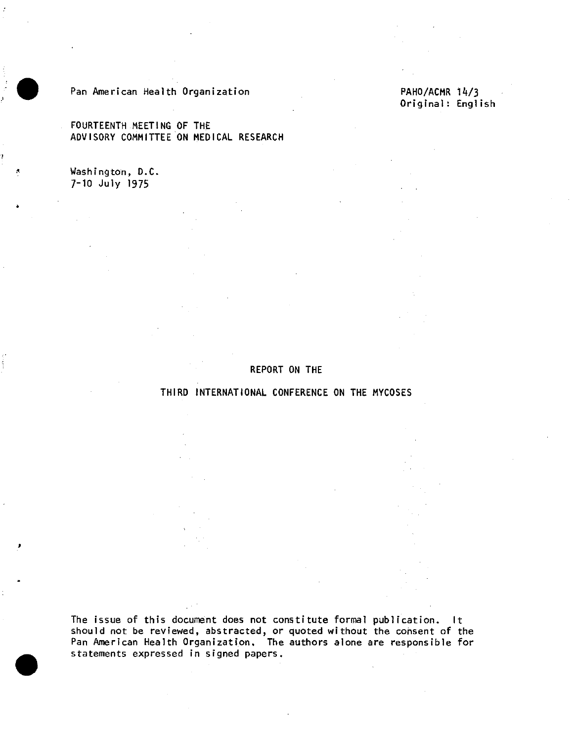Pan American Health Organization

PAHO/ACMR 14/3
Original: English

FOURTEENTH MEETING OF THE
ADVISORY COMMITTEE ON MEDICAL RESEARCH

Washington, D.C.
7-10 July 1975

# REPORT ON THE

# THIRD INTERNATIONAL CONFERENCE ON THE MYCOSES

The issue of this document does not constitute formal publication. It should not be reviewed, abstracted, or quoted without the consent of the Pan American Health Organization. The authors alone are responsible for statements expressed in signed papers.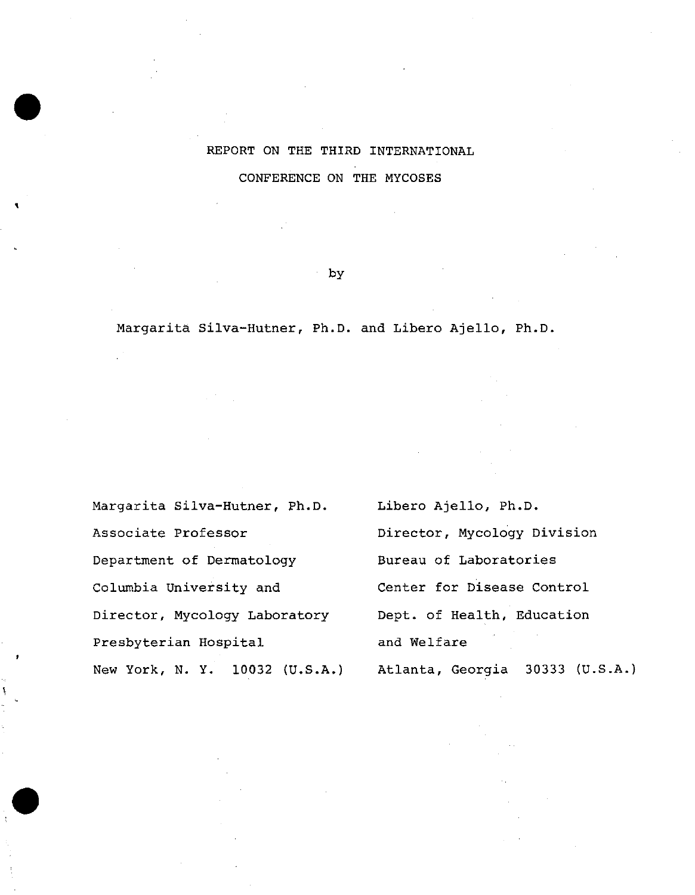# REPORT ON THE THIRD INTERNATIONAL CONFERENCE ON THE MYCOSES

by

Margarita Silva-Hutner, Ph.D. and Libero Ajello, Ph.D.

Margarita Silva-Hutner, Ph.D.
Associate Professor
Department of Dermatology
Columbia University and
Director, Mycology Laboratory
Presbyterian Hospital
New York, N. Y. 10032 (U.S.A.)

Libero Ajello, Ph.D.
Director, Mycology Division
Bureau of Laboratories
Center for Disease Control
Dept. of Health, Education and Welfare
Atlanta, Georgia 30333 (U.S.A.)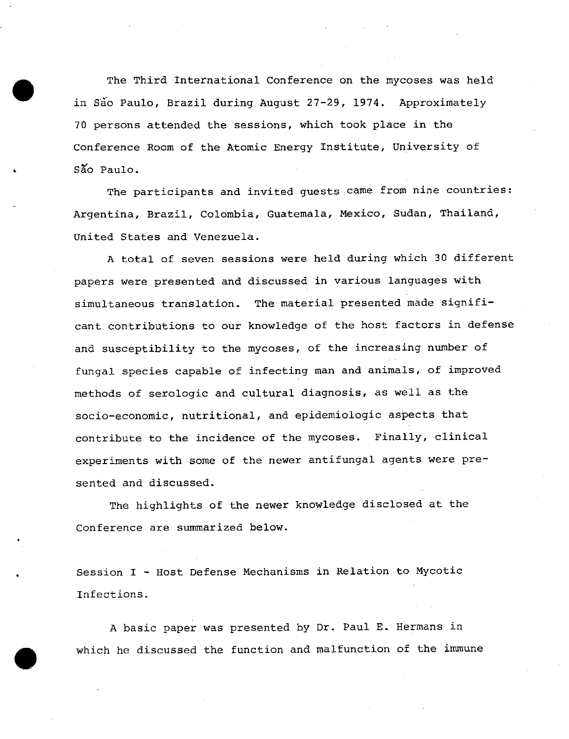The Third International Conference on the mycoses was held in São Paulo, Brazil during August 27-29, 1974. Approximately 70 persons attended the sessions, which took place in the Conference Room of the Atomic Energy Institute, University of São Paulo.

The participants and invited guests came from nine countries: Argentina, Brazil, Colombia, Guatemala, Mexico, Sudan, Thailand, United States and Venezuela.

A total of seven sessions were held during which 30 different papers were presented and discussed in various languages with simultaneous translation. The material presented made significant contributions to our knowledge of the host factors in defense and susceptibility to the mycoses, of the increasing number of fungal species capable of infecting man and animals, of improved methods of serologic and cultural diagnosis, as well as the socio-economic, nutritional, and epidemiologic aspects that contribute to the incidence of the mycoses. Finally, clinical experiments with some of the newer antifungal agents were presented and discussed.

The highlights of the newer knowledge disclosed at the Conference are summarized below.

## Session I - Host Defense Mechanisms in Relation to Mycotic Infections.

A basic paper was presented by Dr. Paul E. Hermans in which he discussed the function and malfunction of the immune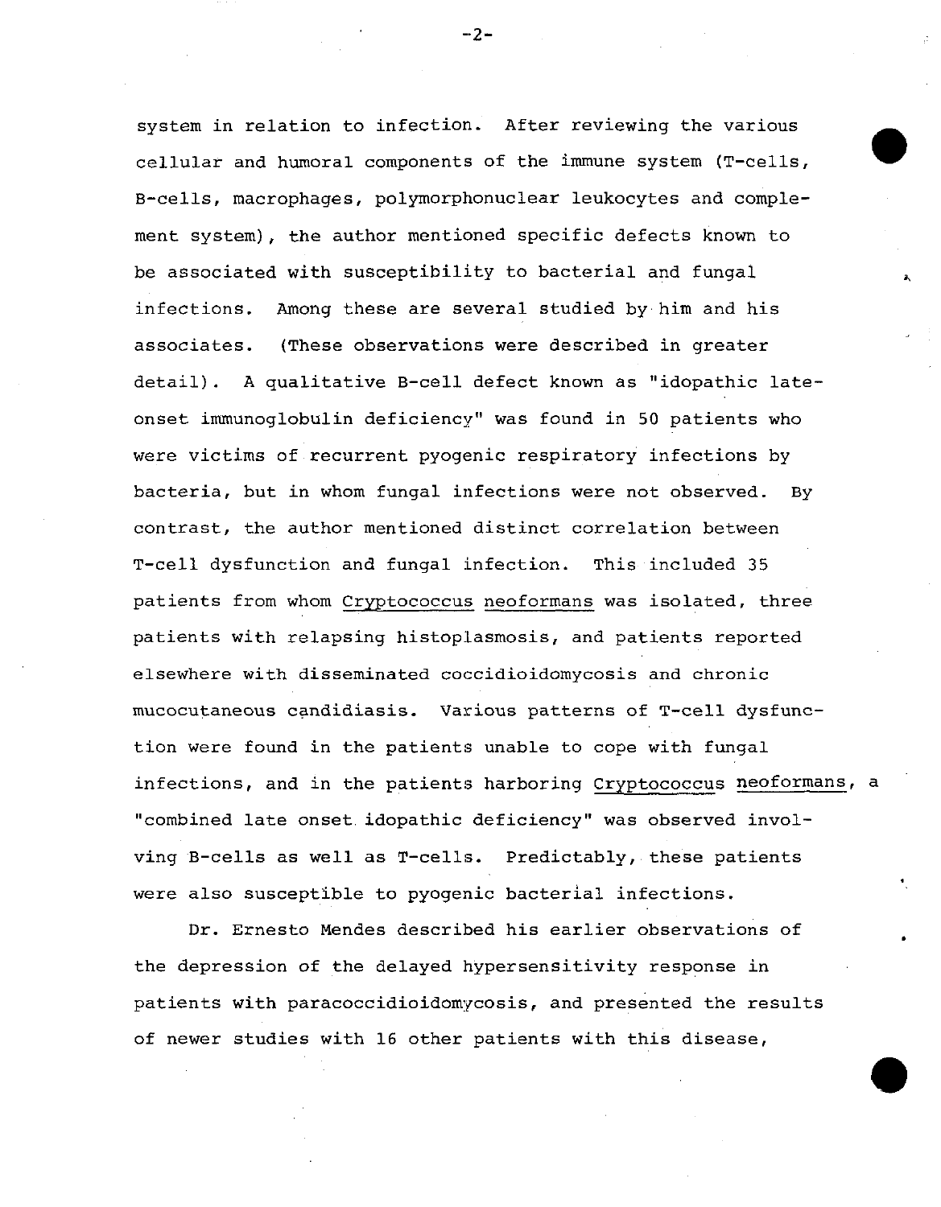system in relation to infection. After reviewing the various cellular and humoral components of the immune system (T-cells, B-cells, macrophages, polymorphonuclear leukocytes and complement system), the author mentioned specific defects known to be associated with susceptibility to bacterial and fungal infections. Among these are several studied by him and his associates. (These observations were described in greater detail). A qualitative B-cell defect known as "idopathic late-onset immunoglobulin deficiency" was found in 50 patients who were victims of recurrent pyogenic respiratory infections by bacteria, but in whom fungal infections were not observed. By contrast, the author mentioned distinct correlation between T-cell dysfunction and fungal infection. This included 35 patients from whom _Cryptococcus neoformans_ was isolated, three patients with relapsing histoplasmosis, and patients reported elsewhere with disseminated coccidioidomycosis and chronic mucocutaneous candidiasis. Various patterns of T-cell dysfunction were found in the patients unable to cope with fungal infections, and in the patients harboring _Cryptococcus neoformans_, a "combined late onset idopathic deficiency" was observed involving B-cells as well as T-cells. Predictably, these patients were also susceptible to pyogenic bacterial infections.

Dr. Ernesto Mendes described his earlier observations of the depression of the delayed hypersensitivity response in patients with paracoccidioidomycosis, and presented the results of newer studies with 16 other patients with this disease,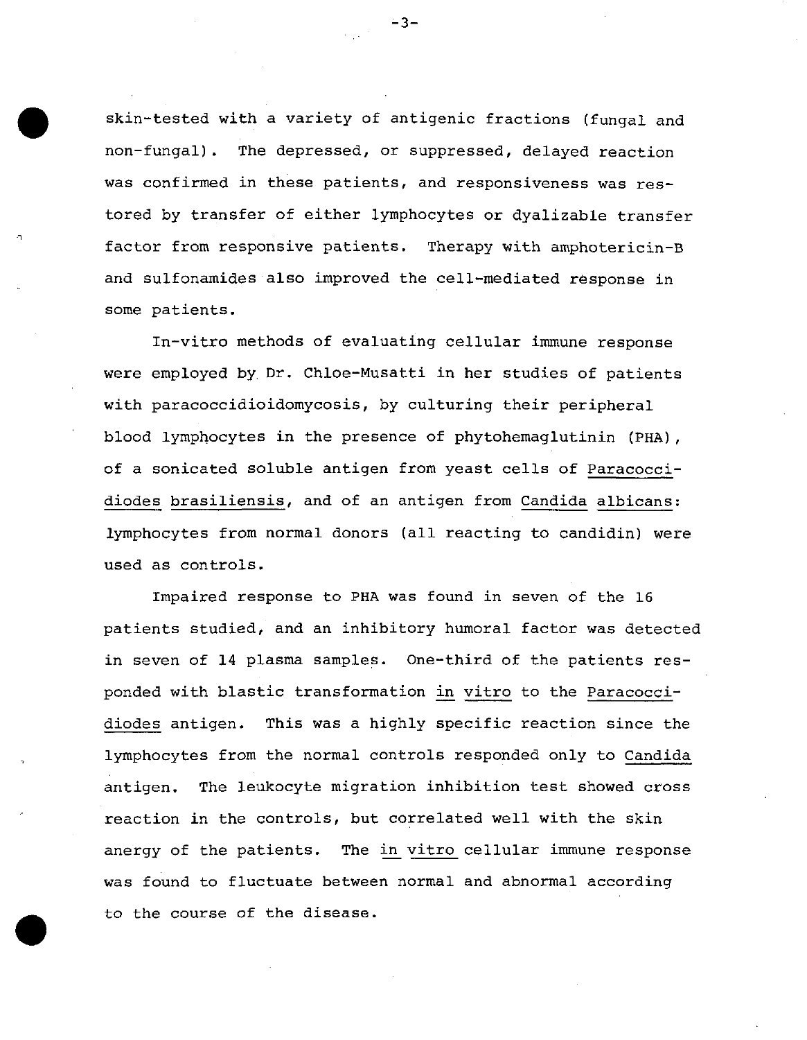skin-tested with a variety of antigenic fractions (fungal and non-fungal). The depressed, or suppressed, delayed reaction was confirmed in these patients, and responsiveness was restored by transfer of either lymphocytes or dyalizable transfer factor from responsive patients. Therapy with amphotericin-B and sulfonamides also improved the cell-mediated response in some patients.

In-vitro methods of evaluating cellular immune response were employed by Dr. Chloe-Musatti in her studies of patients with paracoccidioidomycosis, by culturing their peripheral blood lymphocytes in the presence of phytohemaglutinin (PHA), of a sonicated soluble antigen from yeast cells of *Paracoccidiodes brasiliensis*, and of an antigen from *Candida albicans*: lymphocytes from normal donors (all reacting to candidin) were used as controls.

Impaired response to PHA was found in seven of the 16 patients studied, and an inhibitory humoral factor was detected in seven of 14 plasma samples. One-third of the patients responded with blastic transformation *in vitro* to the *Paracoccidiodes* antigen. This was a highly specific reaction since the lymphocytes from the normal controls responded only to *Candida* antigen. The leukocyte migration inhibition test showed cross reaction in the controls, but correlated well with the skin anergy of the patients. The *in vitro* cellular immune response was found to fluctuate between normal and abnormal according to the course of the disease.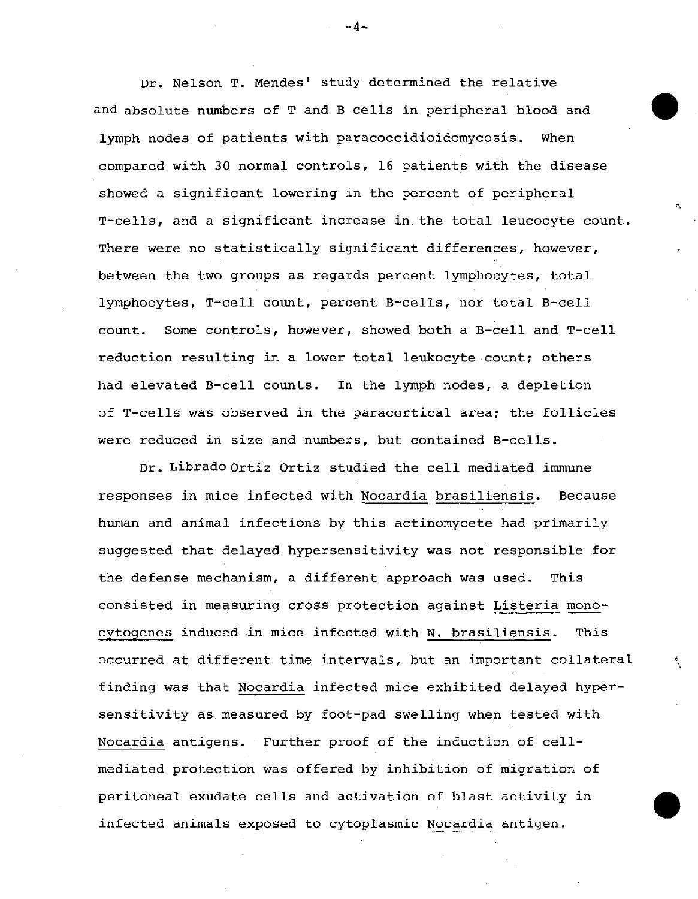Dr. Nelson T. Mendes' study determined the relative and absolute numbers of T and B cells in peripheral blood and lymph nodes of patients with paracoccidioidomycosis. When compared with 30 normal controls, 16 patients with the disease showed a significant lowering in the percent of peripheral T-cells, and a significant increase in the total leucocyte count. There were no statistically significant differences, however, between the two groups as regards percent lymphocytes, total lymphocytes, T-cell count, percent B-cells, nor total B-cell count. Some controls, however, showed both a B-cell and T-cell reduction resulting in a lower total leukocyte count; others had elevated B-cell counts. In the lymph nodes, a depletion of T-cells was observed in the paracortical area; the follicles were reduced in size and numbers, but contained B-cells.

Dr. Librado Ortiz Ortiz studied the cell mediated immune responses in mice infected with Nocardia brasiliensis. Because human and animal infections by this actinomycete had primarily suggested that delayed hypersensitivity was not responsible for the defense mechanism, a different approach was used. This consisted in measuring cross protection against Listeria monocytogenes induced in mice infected with N. brasiliensis. This occurred at different time intervals, but an important collateral finding was that Nocardia infected mice exhibited delayed hypersensitivity as measured by foot-pad swelling when tested with Nocardia antigens. Further proof of the induction of cell-mediated protection was offered by inhibition of migration of peritoneal exudate cells and activation of blast activity in infected animals exposed to cytoplasmic Nocardia antigen.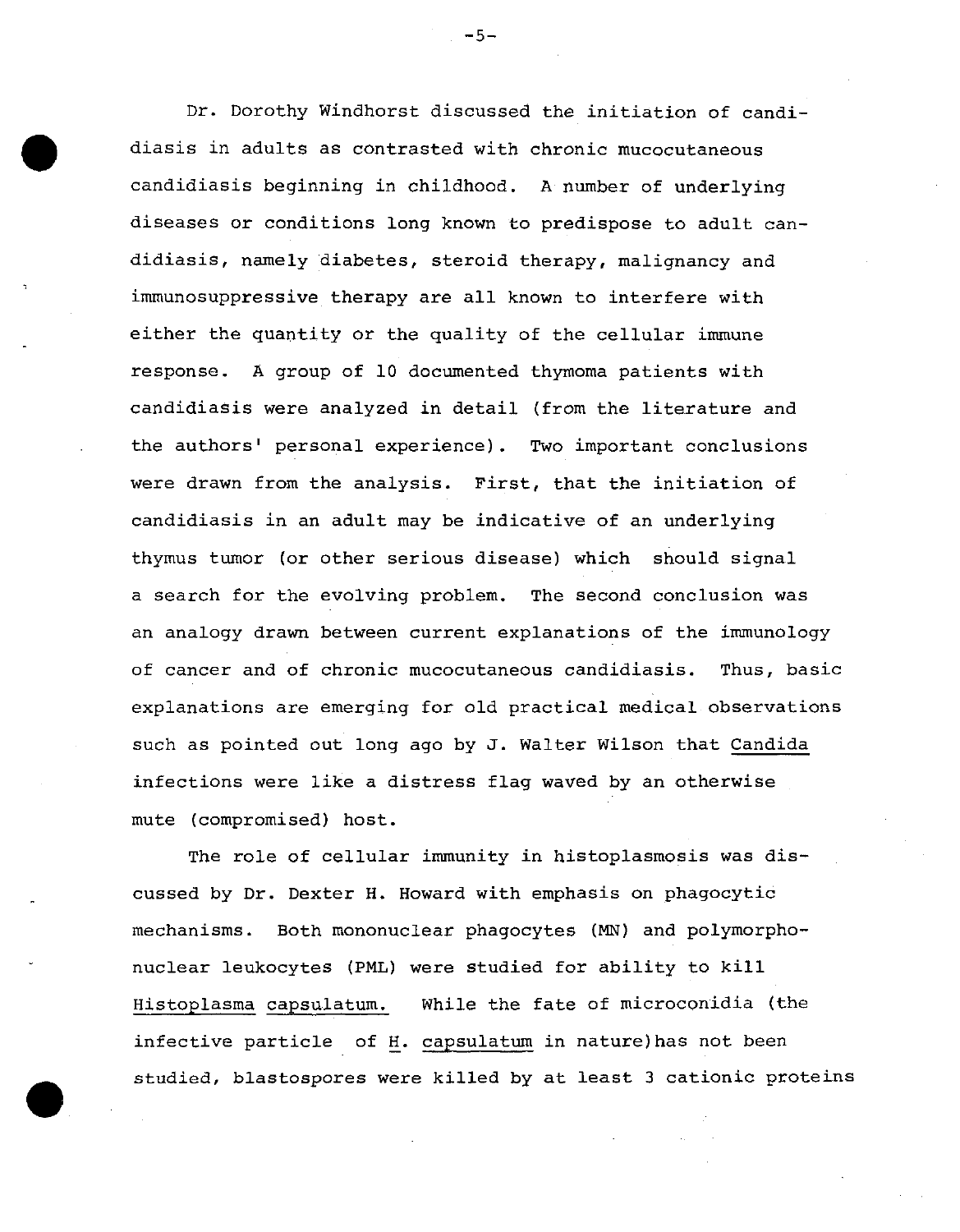Dr. Dorothy Windhorst discussed the initiation of candidiasis in adults as contrasted with chronic mucocutaneous candidiasis beginning in childhood. A number of underlying diseases or conditions long known to predispose to adult candidiasis, namely diabetes, steroid therapy, malignancy and immunosuppressive therapy are all known to interfere with either the quantity or the quality of the cellular immune response. A group of 10 documented thymoma patients with candidiasis were analyzed in detail (from the literature and the authors' personal experience). Two important conclusions were drawn from the analysis. First, that the initiation of candidiasis in an adult may be indicative of an underlying thymus tumor (or other serious disease) which should signal a search for the evolving problem. The second conclusion was an analogy drawn between current explanations of the immunology of cancer and of chronic mucocutaneous candidiasis. Thus, basic explanations are emerging for old practical medical observations such as pointed out long ago by J. Walter Wilson that *Candida* infections were like a distress flag waved by an otherwise mute (compromised) host.

The role of cellular immunity in histoplasmosis was discussed by Dr. Dexter H. Howard with emphasis on phagocytic mechanisms. Both mononuclear phagocytes (MN) and polymorphonuclear leukocytes (PML) were studied for ability to kill *Histoplasma capsulatum.* While the fate of microconidia (the infective particle of *H. capsulatum* in nature)has not been studied, blastospores were killed by at least 3 cationic proteins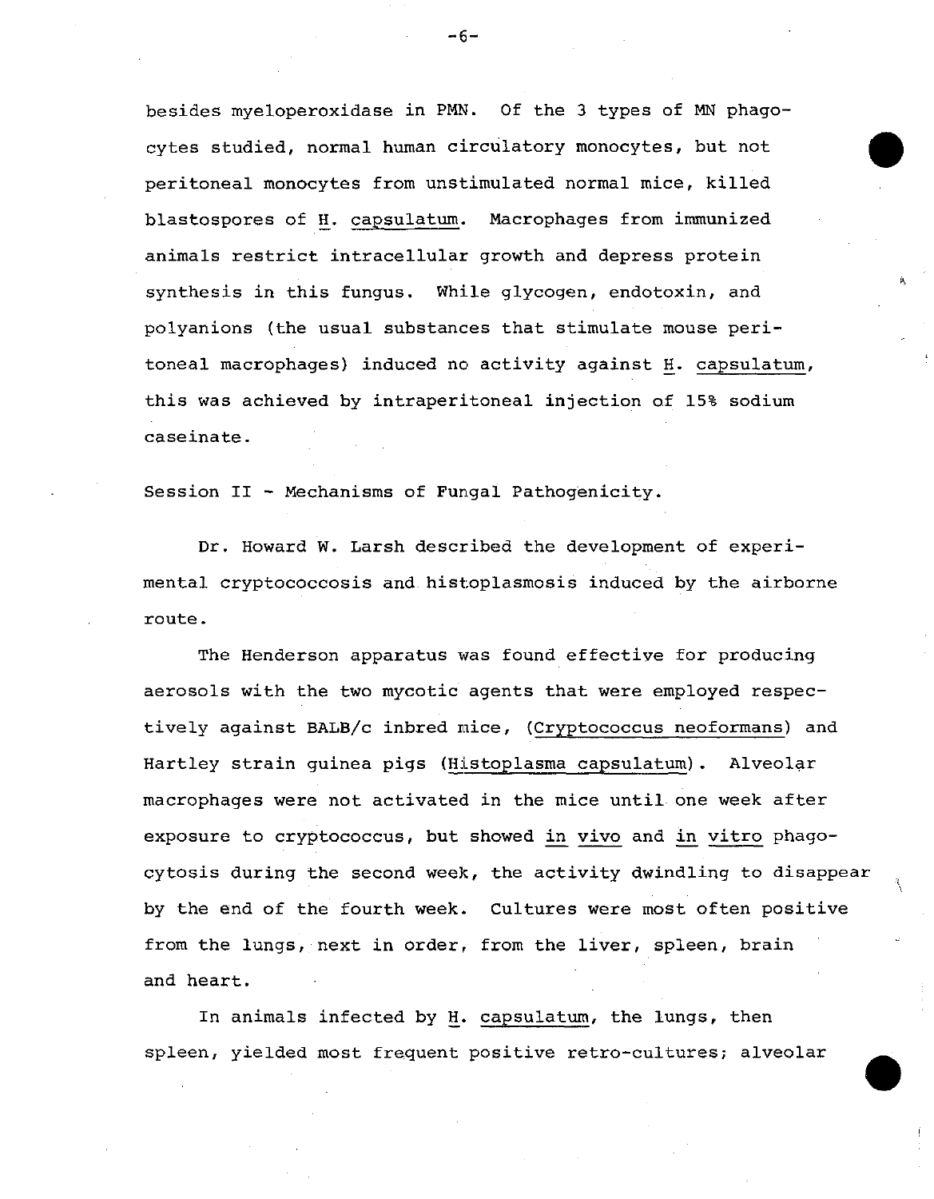besides myeloperoxidase in PMN. Of the 3 types of MN phagocytes studied, normal human circulatory monocytes, but not peritoneal monocytes from unstimulated normal mice, killed blastospores of *H. capsulatum*. Macrophages from immunized animals restrict intracellular growth and depress protein synthesis in this fungus. While glycogen, endotoxin, and polyanions (the usual substances that stimulate mouse peritoneal macrophages) induced no activity against *H. capsulatum*, this was achieved by intraperitoneal injection of 15% sodium caseinate.

Session II - Mechanisms of Fungal Pathogenicity.

Dr. Howard W. Larsh described the development of experimental cryptococcosis and histoplasmosis induced by the airborne route.

The Henderson apparatus was found effective for producing aerosols with the two mycotic agents that were employed respectively against BALB/c inbred mice, (*Cryptococcus neoformans*) and Hartley strain guinea pigs (*Histoplasma capsulatum*). Alveolar macrophages were not activated in the mice until one week after exposure to cryptococcus, but showed *in vivo* and *in vitro* phagocytosis during the second week, the activity dwindling to disappear by the end of the fourth week. Cultures were most often positive from the lungs, next in order, from the liver, spleen, brain and heart.

In animals infected by *H. capsulatum*, the lungs, then spleen, yielded most frequent positive retro-cultures; alveolar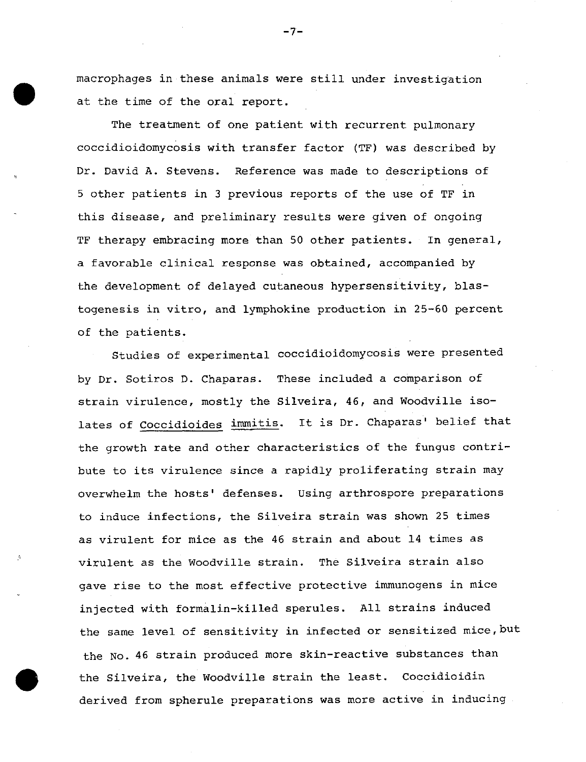macrophages in these animals were still under investigation at the time of the oral report.

The treatment of one patient with recurrent pulmonary coccidioidomycosis with transfer factor (TF) was described by Dr. David A. Stevens. Reference was made to descriptions of 5 other patients in 3 previous reports of the use of TF in this disease, and preliminary results were given of ongoing TF therapy embracing more than 50 other patients. In general, a favorable clinical response was obtained, accompanied by the development of delayed cutaneous hypersensitivity, blastogenesis in vitro, and lymphokine production in 25-60 percent of the patients.

Studies of experimental coccidioidomycosis were presented by Dr. Sotiros D. Chaparas. These included a comparison of strain virulence, mostly the Silveira, 46, and Woodville isolates of Coccidioides immitis. It is Dr. Chaparas' belief that the growth rate and other characteristics of the fungus contribute to its virulence since a rapidly proliferating strain may overwhelm the hosts' defenses. Using arthrospore preparations to induce infections, the Silveira strain was shown 25 times as virulent for mice as the 46 strain and about 14 times as virulent as the Woodville strain. The Silveira strain also gave rise to the most effective protective immunogens in mice injected with formalin-killed sperules. All strains induced the same level of sensitivity in infected or sensitized mice, but the No. 46 strain produced more skin-reactive substances than the Silveira, the Woodville strain the least. Coccidioidin derived from spherule preparations was more active in inducing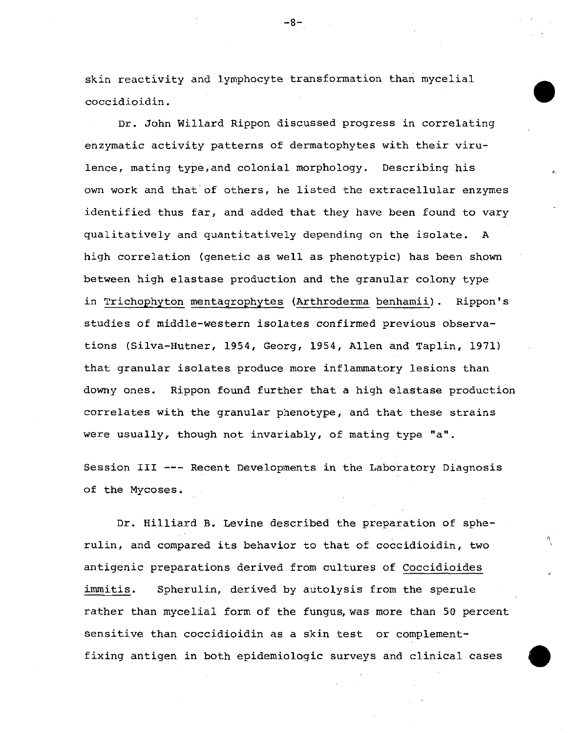skin reactivity and lymphocyte transformation than mycelial coccidioidin.

Dr. John Willard Rippon discussed progress in correlating enzymatic activity patterns of dermatophytes with their virulence, mating type, and colonial morphology. Describing his own work and that of others, he listed the extracellular enzymes identified thus far, and added that they have been found to vary qualitatively and quantitatively depending on the isolate. A high correlation (genetic as well as phenotypic) has been shown between high elastase production and the granular colony type in Trichophyton mentagrophytes (Arthroderma benhamii). Rippon's studies of middle-western isolates confirmed previous observations (Silva-Hutner, 1954, Georg, 1954, Allen and Taplin, 1971) that granular isolates produce more inflammatory lesions than downy ones. Rippon found further that a high elastase production correlates with the granular phenotype, and that these strains were usually, though not invariably, of mating type "a".

Session III --- Recent Developments in the Laboratory Diagnosis of the Mycoses.

Dr. Hilliard B. Levine described the preparation of spherulin, and compared its behavior to that of coccidioidin, two antigenic preparations derived from cultures of Coccidioides immitis. Spherulin, derived by autolysis from the sperule rather than mycelial form of the fungus, was more than 50 percent sensitive than coccidioidin as a skin test or complement-fixing antigen in both epidemiologic surveys and clinical cases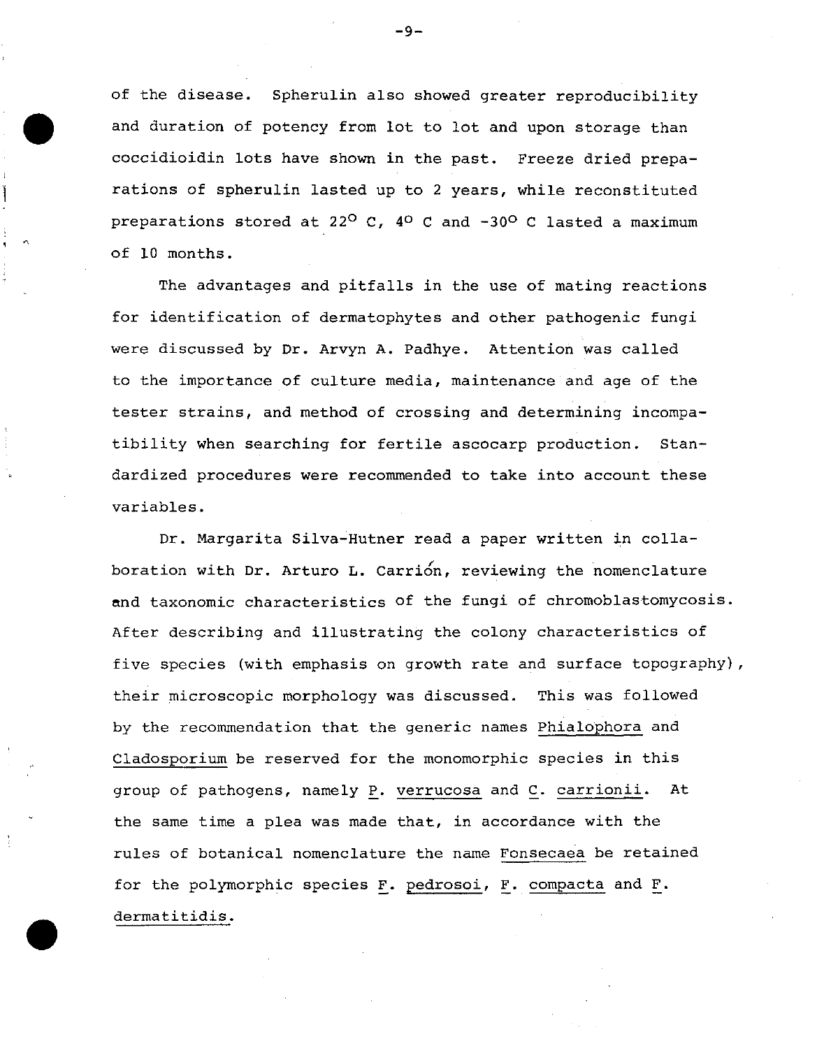of the disease. Spherulin also showed greater reproducibility and duration of potency from lot to lot and upon storage than coccidioidin lots have shown in the past. Freeze dried preparations of spherulin lasted up to 2 years, while reconstituted preparations stored at $22^{\circ}$ C, $4^{\circ}$ C and $-30^{\circ}$ C lasted a maximum of 10 months.

The advantages and pitfalls in the use of mating reactions for identification of dermatophytes and other pathogenic fungi were discussed by Dr. Arvyn A. Padhye. Attention was called to the importance of culture media, maintenance and age of the tester strains, and method of crossing and determining incompatibility when searching for fertile ascocarp production. Standardized procedures were recommended to take into account these variables.

Dr. Margarita Silva-Hutner read a paper written in collaboration with Dr. Arturo L. Carrión, reviewing the nomenclature and taxonomic characteristics of the fungi of chromoblastomycosis. After describing and illustrating the colony characteristics of five species (with emphasis on growth rate and surface topography), their microscopic morphology was discussed. This was followed by the recommendation that the generic names Phialophora and Cladosporium be reserved for the monomorphic species in this group of pathogens, namely P. verrucosa and C. carrionii. At the same time a plea was made that, in accordance with the rules of botanical nomenclature the name Fonsecaea be retained for the polymorphic species F. pedrosoi, F. compacta and F. dermatitidis.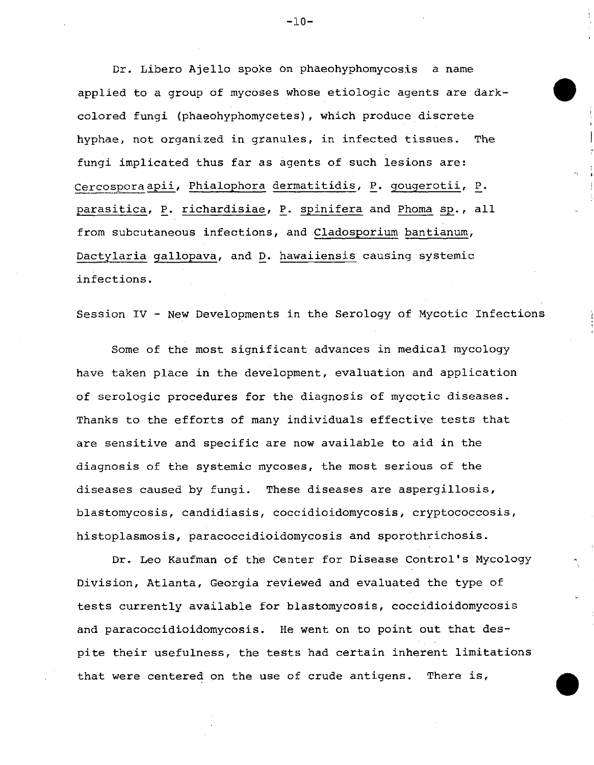Dr. Libero Ajello spoke on phaeohyphomycosis a name applied to a group of mycoses whose etiologic agents are dark-colored fungi (phaeohyphomycetes), which produce discrete hyphae, not organized in granules, in infected tissues. The fungi implicated thus far as agents of such lesions are: *Cercospora apii*, *Phialophora dermatitidis*, *P. gougerotii*, *P. parasitica*, *P. richardisiae*, *P. spinifera* and *Phoma sp.*, all from subcutaneous infections, and *Cladosporium bantianum*, *Dactylaria gallopava*, and *D. hawaiiensis* causing systemic infections.

## Session IV - New Developments in the Serology of Mycotic Infections

Some of the most significant advances in medical mycology have taken place in the development, evaluation and application of serologic procedures for the diagnosis of mycotic diseases. Thanks to the efforts of many individuals effective tests that are sensitive and specific are now available to aid in the diagnosis of the systemic mycoses, the most serious of the diseases caused by fungi. These diseases are aspergillosis, blastomycosis, candidiasis, coccidioidomycosis, cryptococcosis, histoplasmosis, paracoccidioidomycosis and sporothrichosis.

Dr. Leo Kaufman of the Center for Disease Control's Mycology Division, Atlanta, Georgia reviewed and evaluated the type of tests currently available for blastomycosis, coccidioidomycosis and paracoccidioidomycosis. He went on to point out that despite their usefulness, the tests had certain inherent limitations that were centered on the use of crude antigens. There is,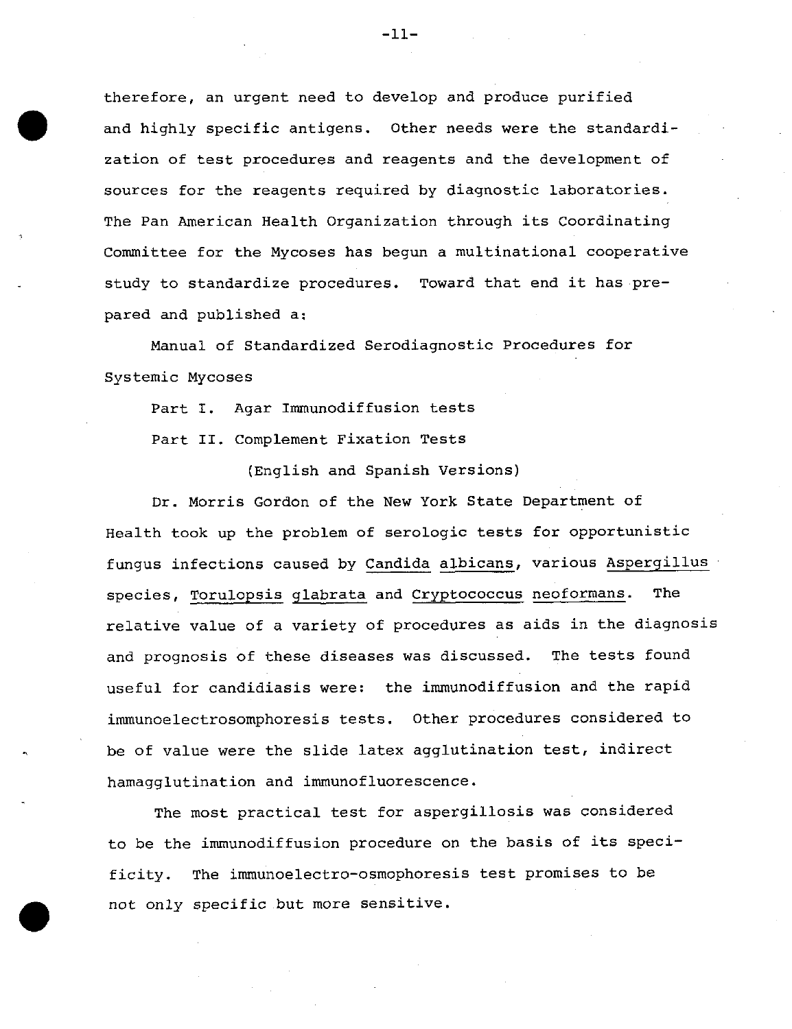therefore, an urgent need to develop and produce purified and highly specific antigens. Other needs were the standardization of test procedures and reagents and the development of sources for the reagents required by diagnostic laboratories. The Pan American Health Organization through its Coordinating Committee for the Mycoses has begun a multinational cooperative study to standardize procedures. Toward that end it has prepared and published a:

Manual of Standardized Serodiagnostic Procedures for Systemic Mycoses

Part I. Agar Immunodiffusion tests

Part II. Complement Fixation Tests

(English and Spanish Versions)

Dr. Morris Gordon of the New York State Department of Health took up the problem of serologic tests for opportunistic fungus infections caused by Candida albicans, various Aspergillus species, Torulopsis glabrata and Cryptococcus neoformans. The relative value of a variety of procedures as aids in the diagnosis and prognosis of these diseases was discussed. The tests found useful for candidiasis were: the immunodiffusion and the rapid immunoelectrosomphoresis tests. Other procedures considered to be of value were the slide latex agglutination test, indirect hamagglutination and immunofluorescence.

The most practical test for aspergillosis was considered to be the immunodiffusion procedure on the basis of its specificity. The immunoelectro-osmophoresis test promises to be not only specific but more sensitive.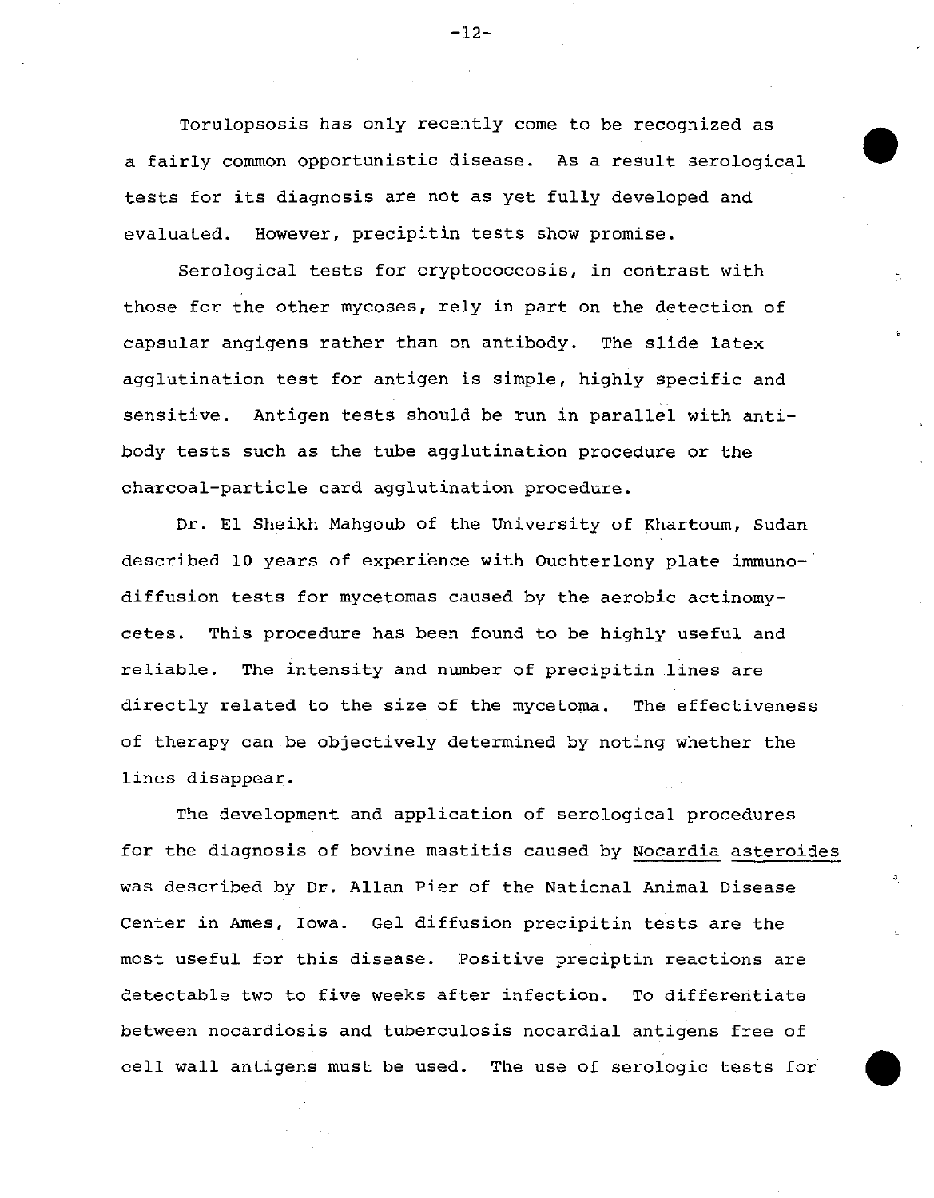Torulopsosis has only recently come to be recognized as a fairly common opportunistic disease. As a result serological tests for its diagnosis are not as yet fully developed and evaluated. However, precipitin tests show promise.

Serological tests for cryptococcosis, in contrast with those for the other mycoses, rely in part on the detection of capsular angigens rather than on antibody. The slide latex agglutination test for antigen is simple, highly specific and sensitive. Antigen tests should be run in parallel with antibody tests such as the tube agglutination procedure or the charcoal-particle card agglutination procedure.

Dr. El Sheikh Mahgoub of the University of Khartoum, Sudan described 10 years of experience with Ouchterlony plate immunodiffusion tests for mycetomas caused by the aerobic actinomycetes. This procedure has been found to be highly useful and reliable. The intensity and number of precipitin lines are directly related to the size of the mycetoma. The effectiveness of therapy can be objectively determined by noting whether the lines disappear.

The development and application of serological procedures for the diagnosis of bovine mastitis caused by Nocardia asteroides was described by Dr. Allan Pier of the National Animal Disease Center in Ames, Iowa. Gel diffusion precipitin tests are the most useful for this disease. Positive preciptin reactions are detectable two to five weeks after infection. To differentiate between nocardiosis and tuberculosis nocardial antigens free of cell wall antigens must be used. The use of serologic tests for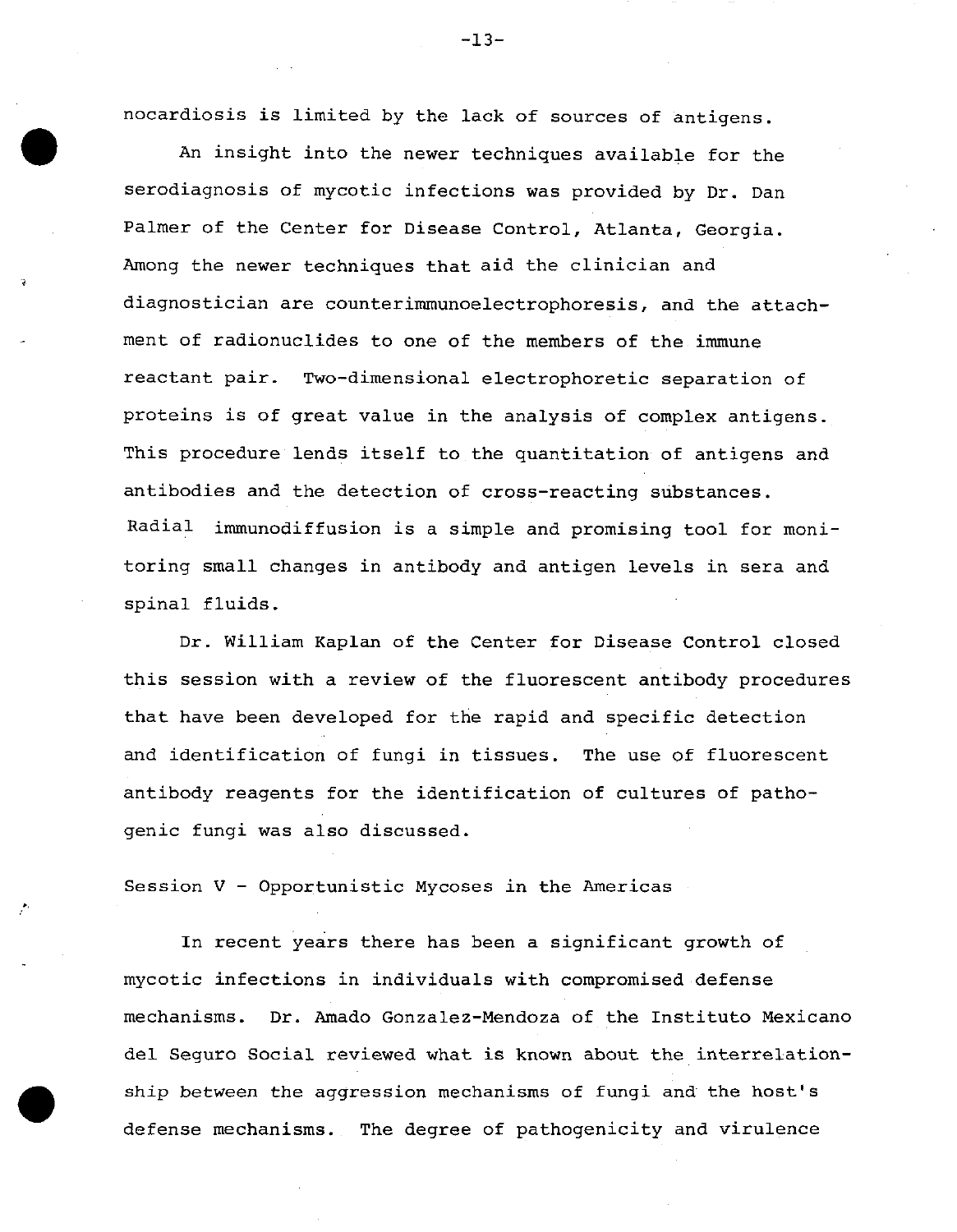nocardiosis is limited by the lack of sources of antigens.

An insight into the newer techniques available for the serodiagnosis of mycotic infections was provided by Dr. Dan Palmer of the Center for Disease Control, Atlanta, Georgia. Among the newer techniques that aid the clinician and diagnostician are counterimmunoelectrophoresis, and the attachment of radionuclides to one of the members of the immune reactant pair. Two-dimensional electrophoretic separation of proteins is of great value in the analysis of complex antigens. This procedure lends itself to the quantitation of antigens and antibodies and the detection of cross-reacting substances. Radial immunodiffusion is a simple and promising tool for monitoring small changes in antibody and antigen levels in sera and spinal fluids.

Dr. William Kaplan of the Center for Disease Control closed this session with a review of the fluorescent antibody procedures that have been developed for the rapid and specific detection and identification of fungi in tissues. The use of fluorescent antibody reagents for the identification of cultures of pathogenic fungi was also discussed.

## Session V - Opportunistic Mycoses in the Americas

In recent years there has been a significant growth of mycotic infections in individuals with compromised defense mechanisms. Dr. Amado Gonzalez-Mendoza of the Instituto Mexicano del Seguro Social reviewed what is known about the interrelationship between the aggression mechanisms of fungi and the host's defense mechanisms. The degree of pathogenicity and virulence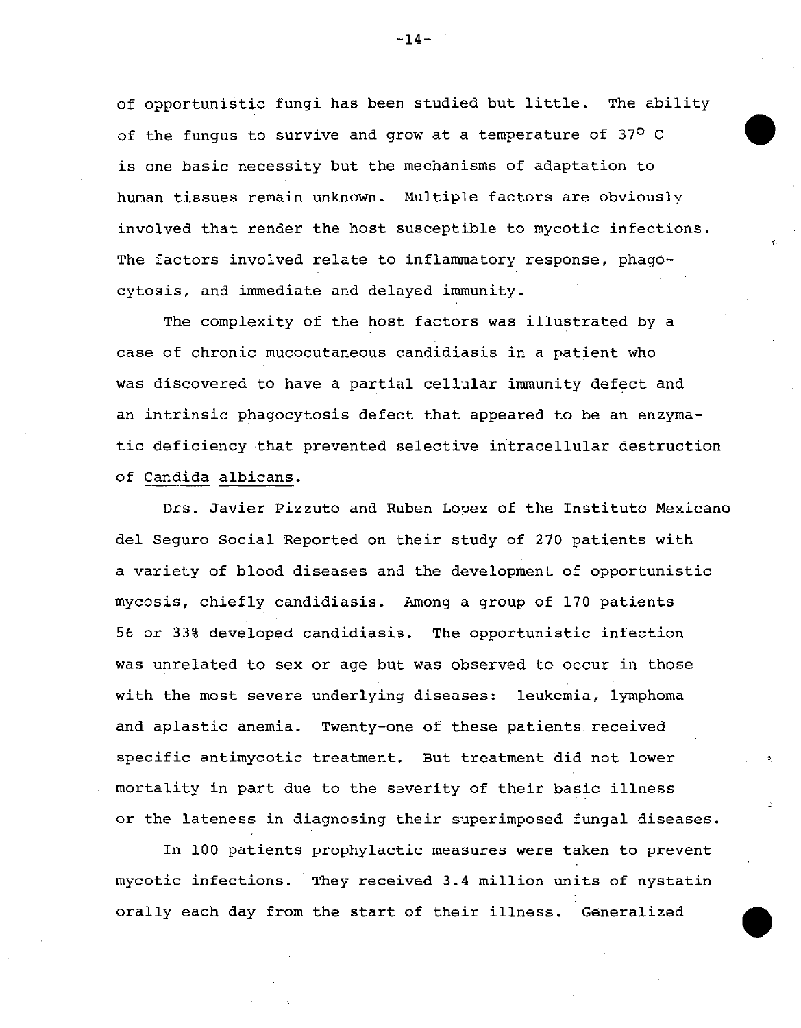of opportunistic fungi has been studied but little. The ability of the fungus to survive and grow at a temperature of 37° C is one basic necessity but the mechanisms of adaptation to human tissues remain unknown. Multiple factors are obviously involved that render the host susceptible to mycotic infections. The factors involved relate to inflammatory response, phagocytosis, and immediate and delayed immunity.

The complexity of the host factors was illustrated by a case of chronic mucocutaneous candidiasis in a patient who was discovered to have a partial cellular immunity defect and an intrinsic phagocytosis defect that appeared to be an enzymatic deficiency that prevented selective intracellular destruction of Candida albicans.

Drs. Javier Pizzuto and Ruben Lopez of the Instituto Mexicano del Seguro Social Reported on their study of 270 patients with a variety of blood diseases and the development of opportunistic mycosis, chiefly candidiasis. Among a group of 170 patients 56 or 33% developed candidiasis. The opportunistic infection was unrelated to sex or age but was observed to occur in those with the most severe underlying diseases: leukemia, lymphoma and aplastic anemia. Twenty-one of these patients received specific antimycotic treatment. But treatment did not lower mortality in part due to the severity of their basic illness or the lateness in diagnosing their superimposed fungal diseases.

In 100 patients prophylactic measures were taken to prevent mycotic infections. They received 3.4 million units of nystatin orally each day from the start of their illness. Generalized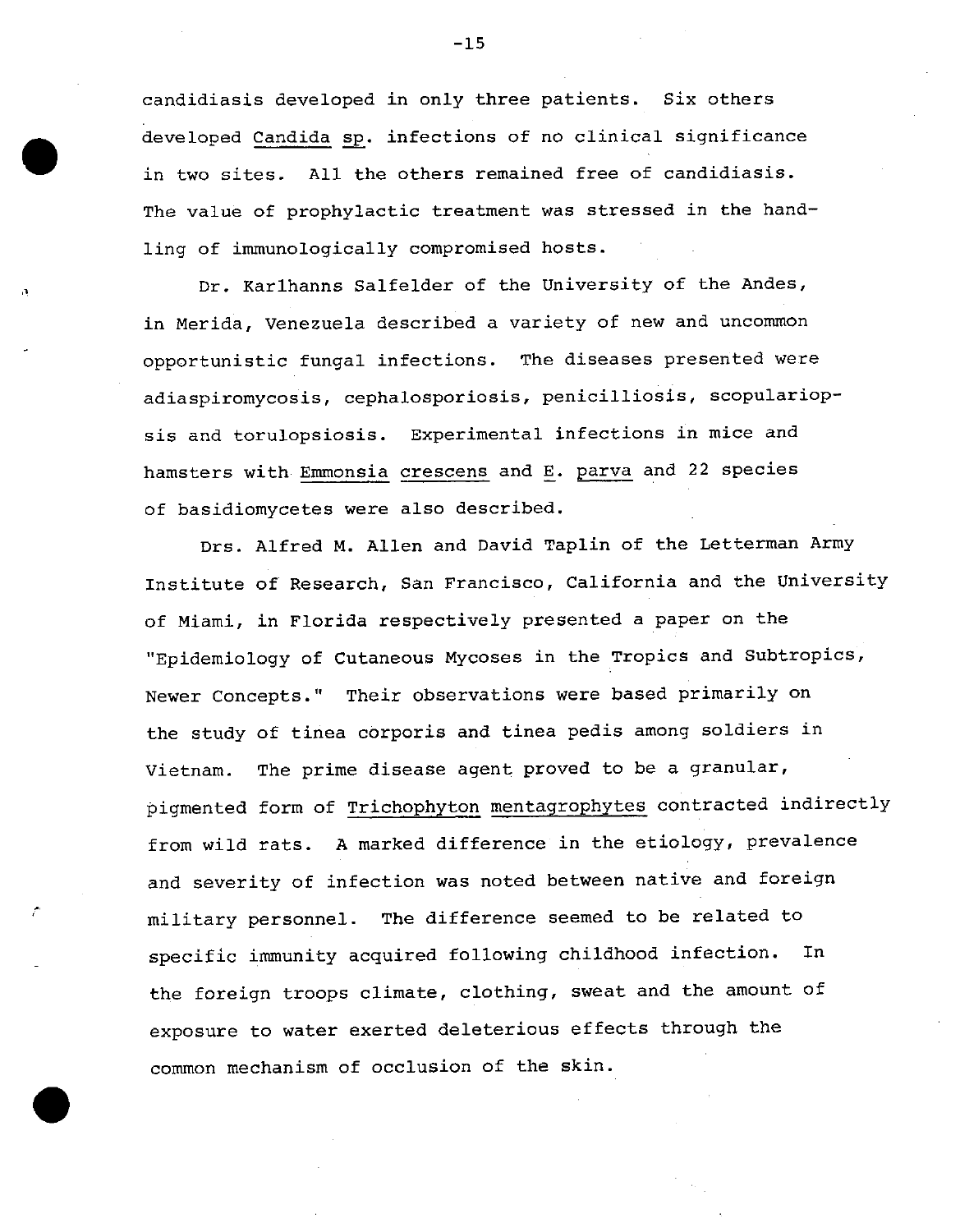candidiasis developed in only three patients. Six others developed _Candida sp._ infections of no clinical significance in two sites. All the others remained free of candidiasis. The value of prophylactic treatment was stressed in the handling of immunologically compromised hosts.

Dr. Karlhanns Salfelder of the University of the Andes, in Merida, Venezuela described a variety of new and uncommon opportunistic fungal infections. The diseases presented were adiaspiromycosis, cephalosporiosis, penicilliosis, scopulariopsis and torulopsiosis. Experimental infections in mice and hamsters with _Emmonsia crescens_ and _E. parva_ and 22 species of basidiomycetes were also described.

Drs. Alfred M. Allen and David Taplin of the Letterman Army Institute of Research, San Francisco, California and the University of Miami, in Florida respectively presented a paper on the "Epidemiology of Cutaneous Mycoses in the Tropics and Subtropics, Newer Concepts." Their observations were based primarily on the study of tinea corporis and tinea pedis among soldiers in Vietnam. The prime disease agent proved to be a granular, pigmented form of _Trichophyton mentagrophytes_ contracted indirectly from wild rats. A marked difference in the etiology, prevalence and severity of infection was noted between native and foreign military personnel. The difference seemed to be related to specific immunity acquired following childhood infection. In the foreign troops climate, clothing, sweat and the amount of exposure to water exerted deleterious effects through the common mechanism of occlusion of the skin.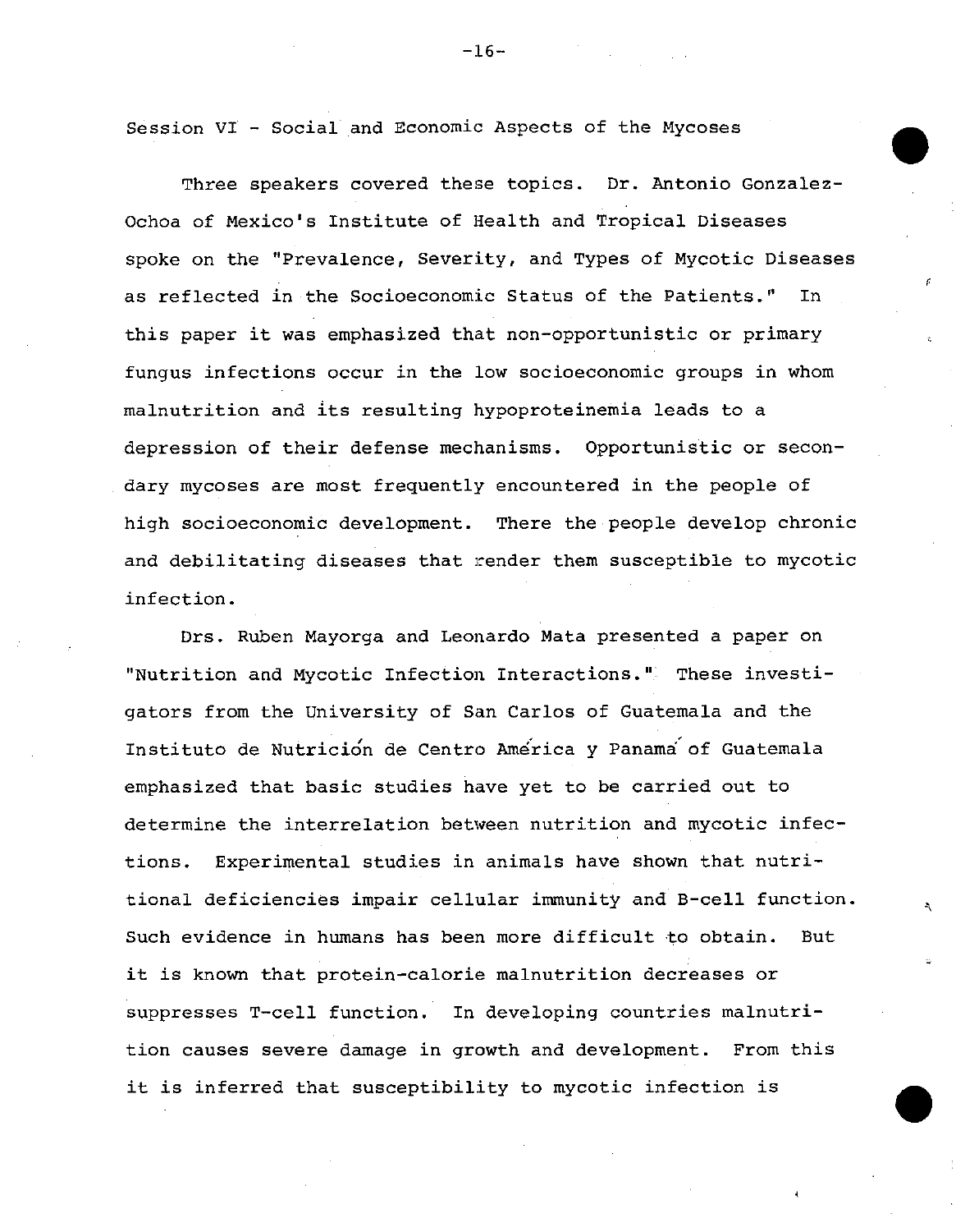## Session VI - Social and Economic Aspects of the Mycoses

Three speakers covered these topics. Dr. Antonio Gonzalez-Ochoa of Mexico's Institute of Health and Tropical Diseases spoke on the "Prevalence, Severity, and Types of Mycotic Diseases as reflected in the Socioeconomic Status of the Patients." In this paper it was emphasized that non-opportunistic or primary fungus infections occur in the low socioeconomic groups in whom malnutrition and its resulting hypoproteinemia leads to a depression of their defense mechanisms. Opportunistic or secondary mycoses are most frequently encountered in the people of high socioeconomic development. There the people develop chronic and debilitating diseases that render them susceptible to mycotic infection.

Drs. Ruben Mayorga and Leonardo Mata presented a paper on "Nutrition and Mycotic Infection Interactions." These investigators from the University of San Carlos of Guatemala and the Instituto de Nutrición de Centro América y Panamá of Guatemala emphasized that basic studies have yet to be carried out to determine the interrelation between nutrition and mycotic infections. Experimental studies in animals have shown that nutritional deficiencies impair cellular immunity and B-cell function. Such evidence in humans has been more difficult to obtain. But it is known that protein-calorie malnutrition decreases or suppresses T-cell function. In developing countries malnutrition causes severe damage in growth and development. From this it is inferred that susceptibility to mycotic infection is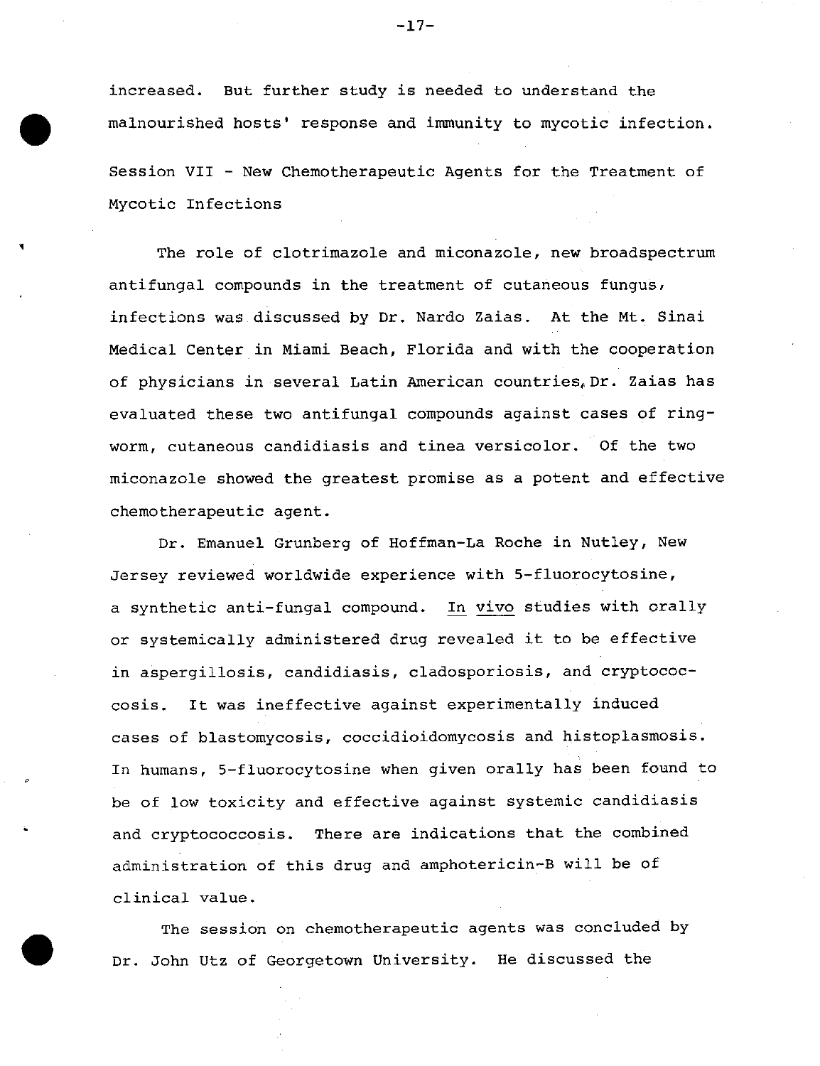increased. But further study is needed to understand the malnourished hosts' response and immunity to mycotic infection.

## Session VII - New Chemotherapeutic Agents for the Treatment of Mycotic Infections

The role of clotrimazole and miconazole, new broadspectrum antifungal compounds in the treatment of cutaneous fungus, infections was discussed by Dr. Nardo Zaias. At the Mt. Sinai Medical Center in Miami Beach, Florida and with the cooperation of physicians in several Latin American countries, Dr. Zaias has evaluated these two antifungal compounds against cases of ringworm, cutaneous candidiasis and tinea versicolor. Of the two miconazole showed the greatest promise as a potent and effective chemotherapeutic agent.

Dr. Emanuel Grunberg of Hoffman-La Roche in Nutley, New Jersey reviewed worldwide experience with 5-fluorocytosine, a synthetic anti-fungal compound. _In vivo_ studies with orally or systemically administered drug revealed it to be effective in aspergillosis, candidiasis, cladosporiosis, and cryptococcosis. It was ineffective against experimentally induced cases of blastomycosis, coccidioidomycosis and histoplasmosis. In humans, 5-fluorocytosine when given orally has been found to be of low toxicity and effective against systemic candidiasis and cryptococcosis. There are indications that the combined administration of this drug and amphotericin-B will be of clinical value.

The session on chemotherapeutic agents was concluded by Dr. John Utz of Georgetown University. He discussed the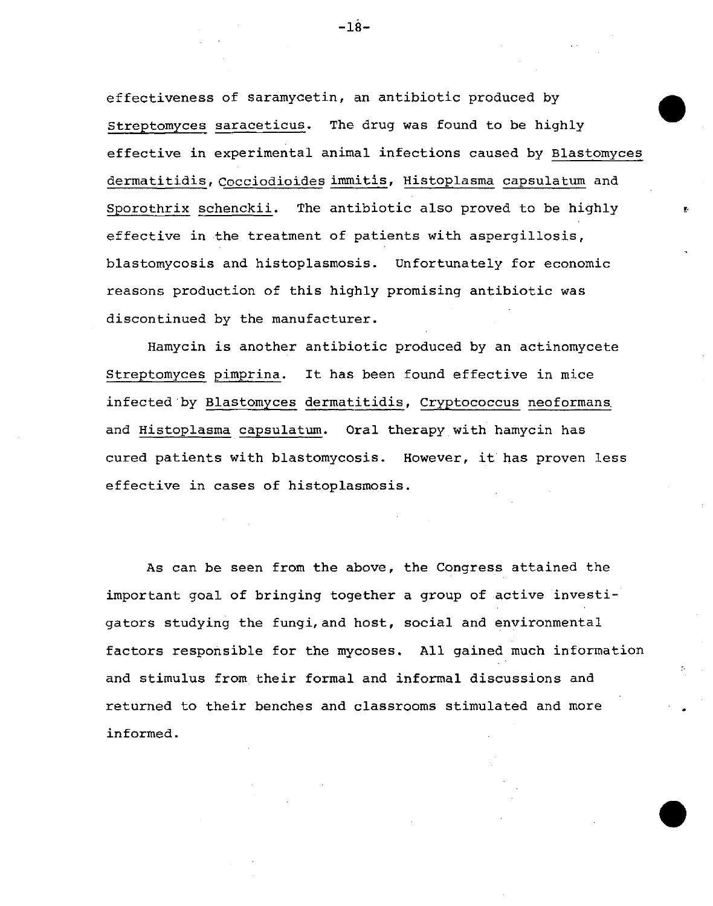effectiveness of saramycetin, an antibiotic produced by *Streptomyces saraceticus*. The drug was found to be highly effective in experimental animal infections caused by *Blastomyces dermatitidis*, *Cocciodioides immitis*, *Histoplasma capsulatum* and *Sporothrix schenckii*. The antibiotic also proved to be highly effective in the treatment of patients with aspergillosis, blastomycosis and histoplasmosis. Unfortunately for economic reasons production of this highly promising antibiotic was discontinued by the manufacturer.

Hamycin is another antibiotic produced by an actinomycete *Streptomyces pimprina*. It has been found effective in mice infected by *Blastomyces dermatitidis*, *Cryptococcus neoformans* and *Histoplasma capsulatum*. Oral therapy with hamycin has cured patients with blastomycosis. However, it has proven less effective in cases of histoplasmosis.

As can be seen from the above, the Congress attained the important goal of bringing together a group of active investigators studying the fungi, and host, social and environmental factors responsible for the mycoses. All gained much information and stimulus from their formal and informal discussions and returned to their benches and classrooms stimulated and more informed.